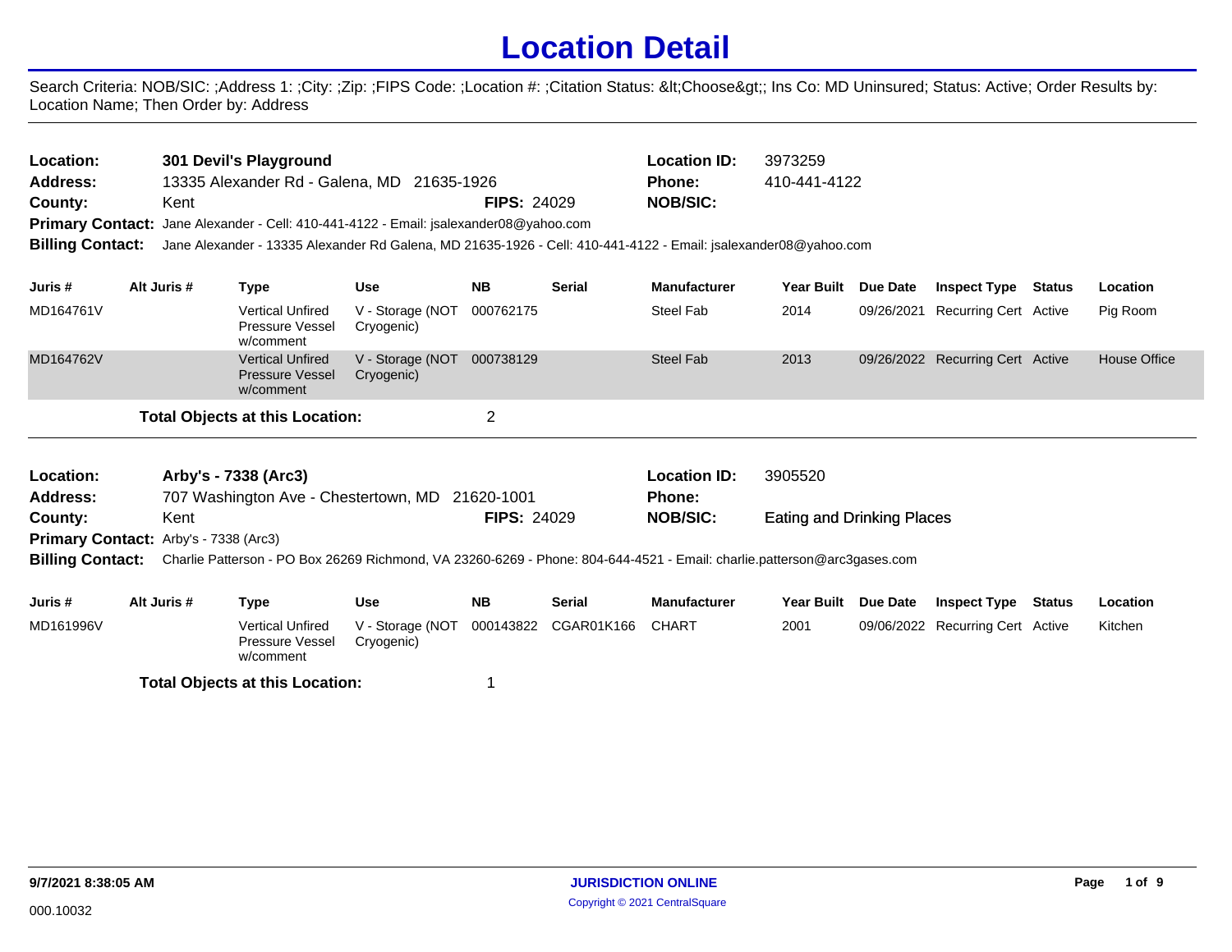# Location Detail

Search Criteria: NOB/SIC: ;Address 1: ;City: ;Zip: ;FIPS Code: ;Location #: ;Citation Status: &lt;Choose&gt;; Ins Co: MD Uninsured; Status: Active; Order Results by: Location Name; Then Order by: Address

---

**Location:** 301 Devil's Playground
**Location ID:** 3973259
**Address:** 13335 Alexander Rd - Galena, MD 21635-1926
**Phone:** 410-441-4122
**County:** Kent
**FIPS:** 24029
**NOB/SIC:**
**Primary Contact:** Jane Alexander - Cell: 410-441-4122 - Email: jsalexander08@yahoo.com
**Billing Contact:** Jane Alexander - 13335 Alexander Rd Galena, MD 21635-1926 - Cell: 410-441-4122 - Email: jsalexander08@yahoo.com

| Juris # | Alt Juris # | Type | Use | NB | Serial | Manufacturer | Year Built | Due Date | Inspect Type | Status | Location |
|---|---|---|---|---|---|---|---|---|---|---|---|
| MD164761V | | Vertical Unfired Pressure Vessel w/comment | V - Storage (NOT Cryogenic) | 000762175 | | Steel Fab | 2014 | 09/26/2021 | Recurring Cert | Active | Pig Room |
| MD164762V | | Vertical Unfired Pressure Vessel w/comment | V - Storage (NOT Cryogenic) | 000738129 | | Steel Fab | 2013 | 09/26/2022 | Recurring Cert | Active | House Office |

**Total Objects at this Location:** 2

---

**Location:** Arby's - 7338 (Arc3)
**Location ID:** 3905520
**Address:** 707 Washington Ave - Chestertown, MD 21620-1001
**Phone:**
**County:** Kent
**FIPS:** 24029
**NOB/SIC:** Eating and Drinking Places
**Primary Contact:** Arby's - 7338 (Arc3)
**Billing Contact:** Charlie Patterson - PO Box 26269 Richmond, VA 23260-6269 - Phone: 804-644-4521 - Email: charlie.patterson@arc3gases.com

| Juris # | Alt Juris # | Type | Use | NB | Serial | Manufacturer | Year Built | Due Date | Inspect Type | Status | Location |
|---|---|---|---|---|---|---|---|---|---|---|---|
| MD161996V | | Vertical Unfired Pressure Vessel w/comment | V - Storage (NOT Cryogenic) | 000143822 | CGAR01K166 | CHART | 2001 | 09/06/2022 | Recurring Cert | Active | Kitchen |

**Total Objects at this Location:** 1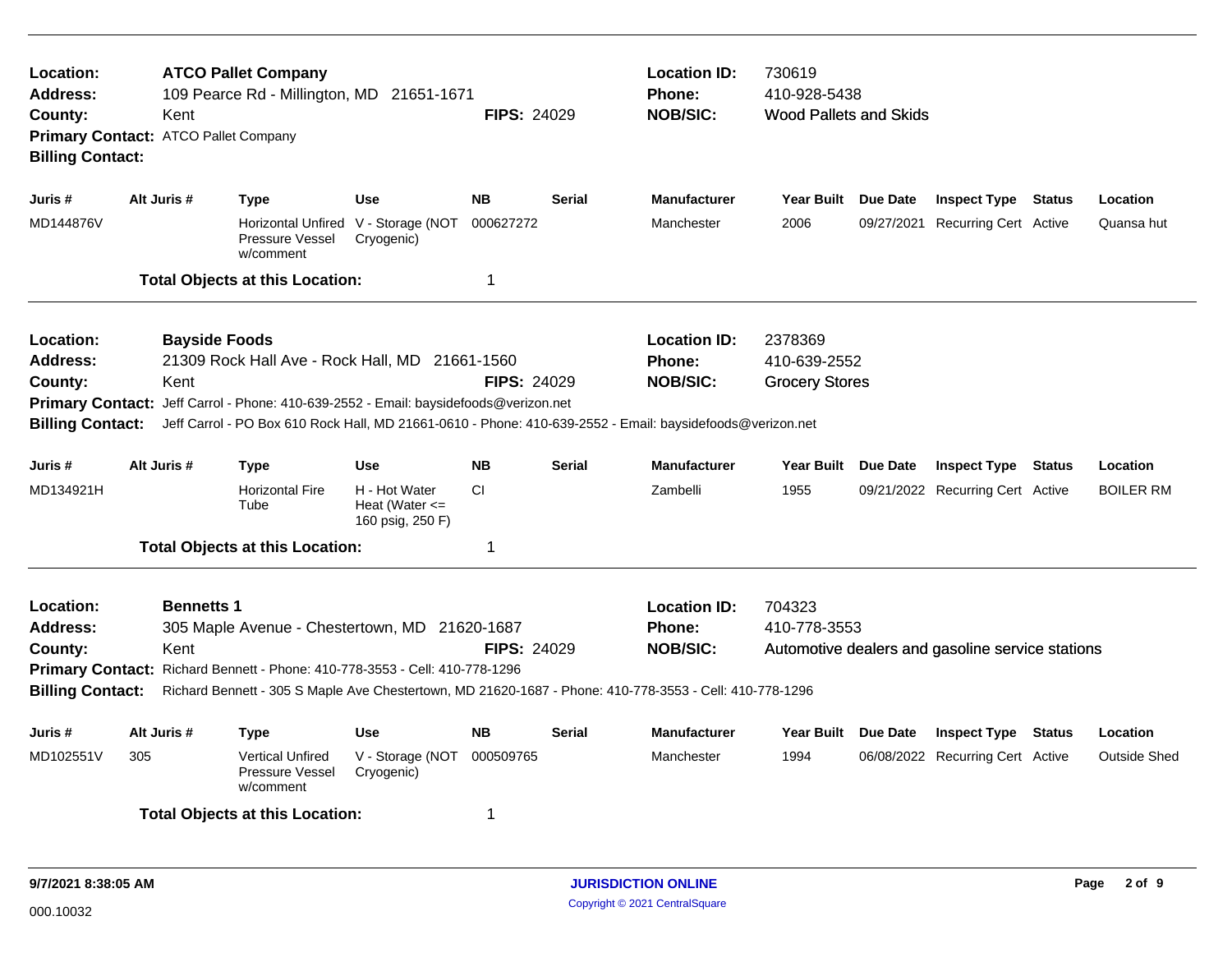**Location:** **ATCO Pallet Company**
**Address:** 109 Pearce Rd - Millington, MD 21651-1671
**County:** Kent **FIPS:** 24029
**Primary Contact:** ATCO Pallet Company
**Billing Contact:**

**Location ID:** 730619
**Phone:** 410-928-5438
**NOB/SIC:** Wood Pallets and Skids

| Juris # | Alt Juris # | Type | Use | NB | Serial | Manufacturer | Year Built | Due Date | Inspect Type | Status | Location |
|---|---|---|---|---|---|---|---|---|---|---|---|
| MD144876V | | Horizontal Unfired Pressure Vessel w/comment | V - Storage (NOT Cryogenic) | 000627272 | | Manchester | 2006 | 09/27/2021 | Recurring Cert | Active | Quansa hut |

**Total Objects at this Location:** 1

---

**Location:** **Bayside Foods**
**Address:** 21309 Rock Hall Ave - Rock Hall, MD 21661-1560
**County:** Kent **FIPS:** 24029
**Primary Contact:** Jeff Carrol - Phone: 410-639-2552 - Email: baysidefoods@verizon.net
**Billing Contact:** Jeff Carrol - PO Box 610 Rock Hall, MD 21661-0610 - Phone: 410-639-2552 - Email: baysidefoods@verizon.net

**Location ID:** 2378369
**Phone:** 410-639-2552
**NOB/SIC:** Grocery Stores

| Juris # | Alt Juris # | Type | Use | NB | Serial | Manufacturer | Year Built | Due Date | Inspect Type | Status | Location |
|---|---|---|---|---|---|---|---|---|---|---|---|
| MD134921H | | Horizontal Fire Tube | H - Hot Water Heat (Water <= 160 psig, 250 F) | CI | | Zambelli | 1955 | 09/21/2022 | Recurring Cert | Active | BOILER RM |

**Total Objects at this Location:** 1

---

**Location:** **Bennetts 1**
**Address:** 305 Maple Avenue - Chestertown, MD 21620-1687
**County:** Kent **FIPS:** 24029
**Primary Contact:** Richard Bennett - Phone: 410-778-3553 - Cell: 410-778-1296
**Billing Contact:** Richard Bennett - 305 S Maple Ave Chestertown, MD 21620-1687 - Phone: 410-778-3553 - Cell: 410-778-1296

**Location ID:** 704323
**Phone:** 410-778-3553
**NOB/SIC:** Automotive dealers and gasoline service stations

| Juris # | Alt Juris # | Type | Use | NB | Serial | Manufacturer | Year Built | Due Date | Inspect Type | Status | Location |
|---|---|---|---|---|---|---|---|---|---|---|---|
| MD102551V | 305 | Vertical Unfired Pressure Vessel w/comment | V - Storage (NOT Cryogenic) | 000509765 | | Manchester | 1994 | 06/08/2022 | Recurring Cert | Active | Outside Shed |

**Total Objects at this Location:** 1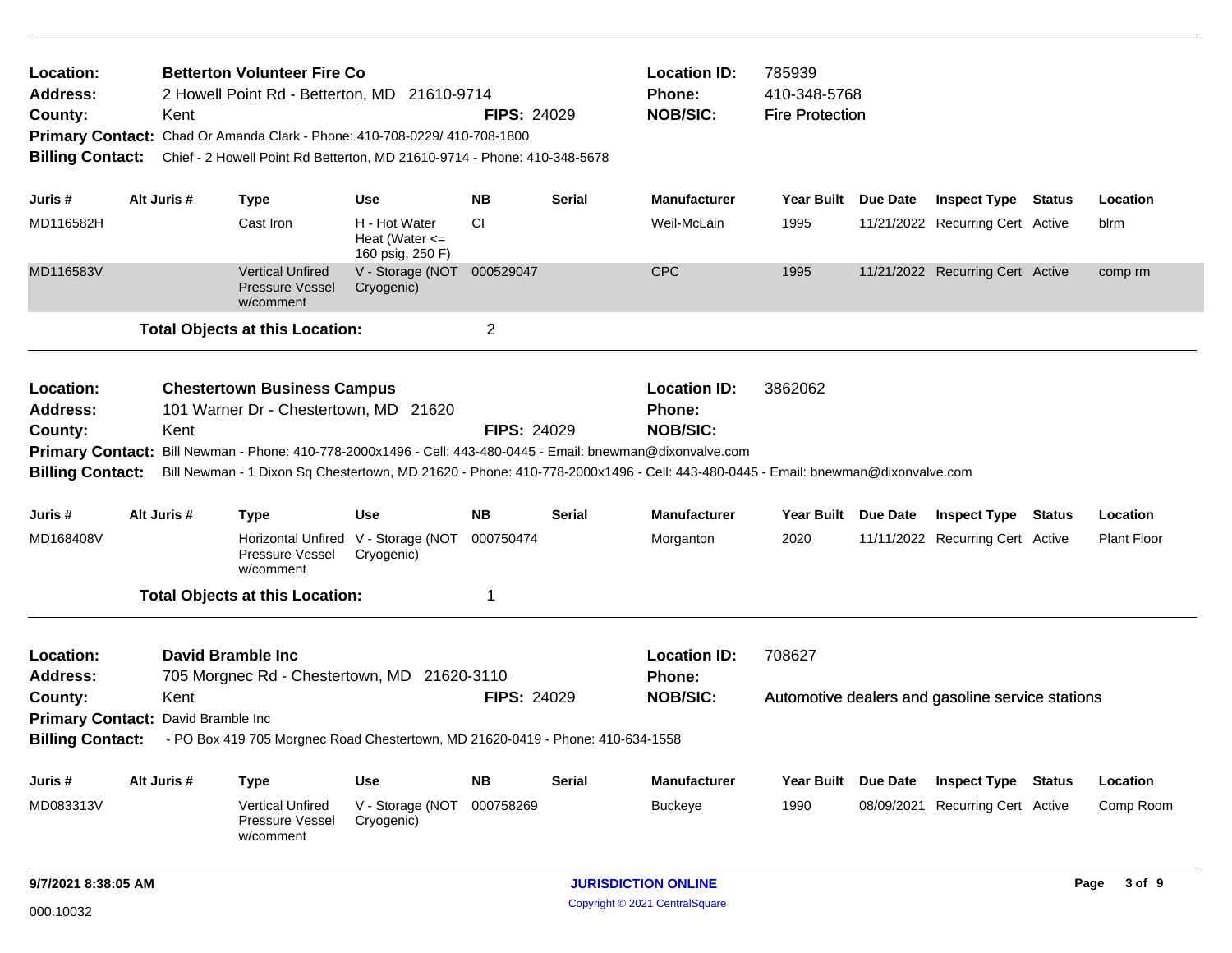**Location:** Betterton Volunteer Fire Co
**Address:** 2 Howell Point Rd - Betterton, MD 21610-9714
**County:** Kent
**FIPS:** 24029
**Location ID:** 785939
**Phone:** 410-348-5768
**NOB/SIC:** Fire Protection
**Primary Contact:** Chad Or Amanda Clark - Phone: 410-708-0229/ 410-708-1800
**Billing Contact:** Chief - 2 Howell Point Rd Betterton, MD 21610-9714 - Phone: 410-348-5678

| Juris # | Alt Juris # | Type | Use | NB | Serial | Manufacturer | Year Built | Due Date | Inspect Type | Status | Location |
|---|---|---|---|---|---|---|---|---|---|---|---|
| MD116582H | | Cast Iron | H - Hot Water Heat (Water <= 160 psig, 250 F) | CI | | Weil-McLain | 1995 | 11/21/2022 | Recurring Cert | Active | blrm |
| MD116583V | | Vertical Unfired Pressure Vessel w/comment | V - Storage (NOT Cryogenic) | 000529047 | | CPC | 1995 | 11/21/2022 | Recurring Cert | Active | comp rm |

**Total Objects at this Location:** 2

---

**Location:** Chestertown Business Campus
**Address:** 101 Warner Dr - Chestertown, MD 21620
**County:** Kent
**FIPS:** 24029
**Location ID:** 3862062
**Phone:**
**NOB/SIC:**
**Primary Contact:** Bill Newman - Phone: 410-778-2000x1496 - Cell: 443-480-0445 - Email: bnewman@dixonvalve.com
**Billing Contact:** Bill Newman - 1 Dixon Sq Chestertown, MD 21620 - Phone: 410-778-2000x1496 - Cell: 443-480-0445 - Email: bnewman@dixonvalve.com

| Juris # | Alt Juris # | Type | Use | NB | Serial | Manufacturer | Year Built | Due Date | Inspect Type | Status | Location |
|---|---|---|---|---|---|---|---|---|---|---|---|
| MD168408V | | Horizontal Unfired Pressure Vessel w/comment | V - Storage (NOT Cryogenic) | 000750474 | | Morganton | 2020 | 11/11/2022 | Recurring Cert | Active | Plant Floor |

**Total Objects at this Location:** 1

---

**Location:** David Bramble Inc
**Address:** 705 Morgnec Rd - Chestertown, MD 21620-3110
**County:** Kent
**FIPS:** 24029
**Location ID:** 708627
**Phone:**
**NOB/SIC:** Automotive dealers and gasoline service stations
**Primary Contact:** David Bramble Inc
**Billing Contact:** - PO Box 419 705 Morgnec Road Chestertown, MD 21620-0419 - Phone: 410-634-1558

| Juris # | Alt Juris # | Type | Use | NB | Serial | Manufacturer | Year Built | Due Date | Inspect Type | Status | Location |
|---|---|---|---|---|---|---|---|---|---|---|---|
| MD083313V | | Vertical Unfired Pressure Vessel w/comment | V - Storage (NOT Cryogenic) | 000758269 | | Buckeye | 1990 | 08/09/2021 | Recurring Cert | Active | Comp Room |

9/7/2021 8:38:05 AM — JURISDICTION ONLINE — Copyright © 2021 CentralSquare

000.10032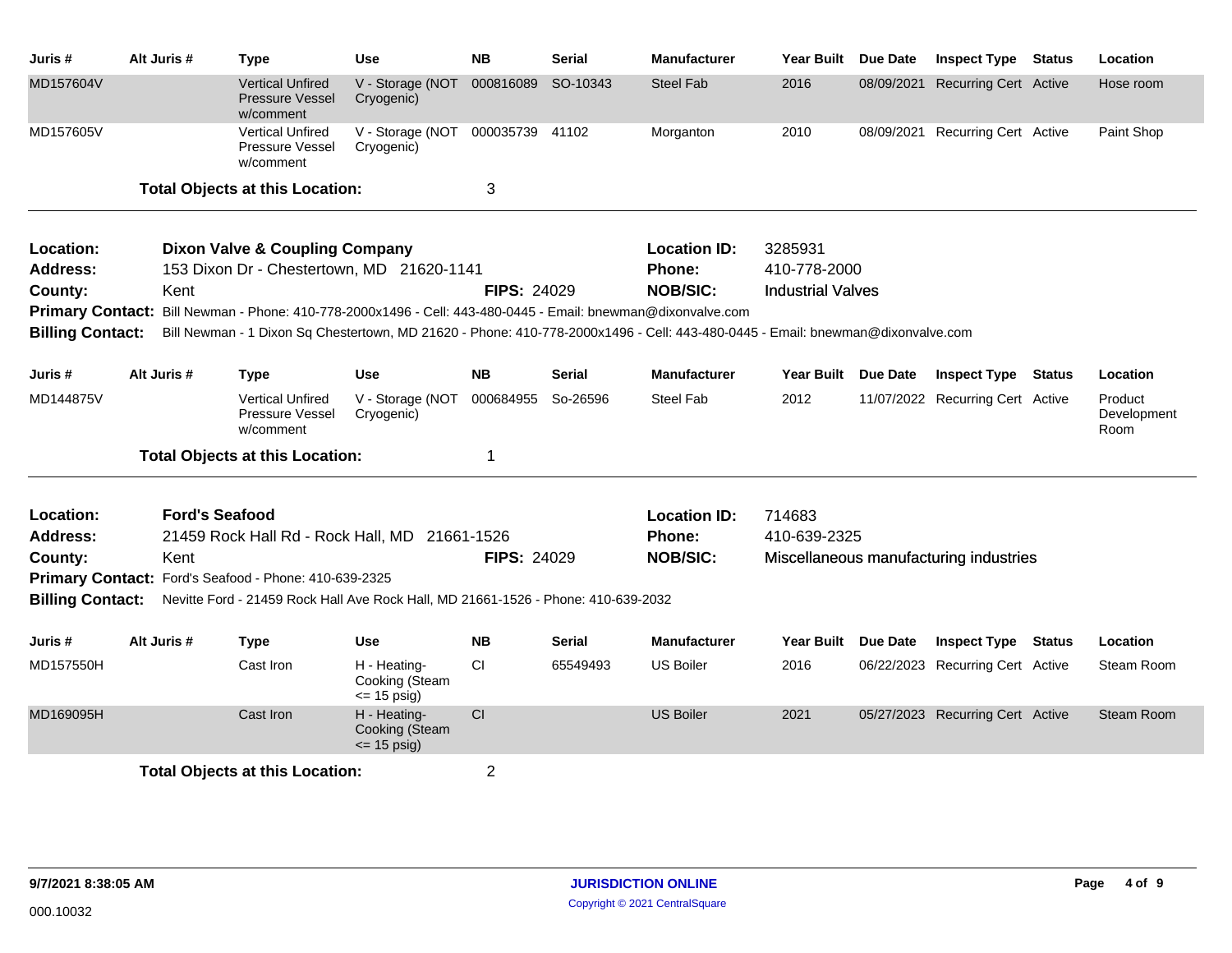| Juris # | Alt Juris # | Type | Use | NB | Serial | Manufacturer | Year Built | Due Date | Inspect Type | Status | Location |
|---|---|---|---|---|---|---|---|---|---|---|---|
| MD157604V | | Vertical Unfired Pressure Vessel w/comment | V - Storage (NOT Cryogenic) | 000816089 | SO-10343 | Steel Fab | 2016 | 08/09/2021 | Recurring Cert | Active | Hose room |
| MD157605V | | Vertical Unfired Pressure Vessel w/comment | V - Storage (NOT Cryogenic) | 000035739 | 41102 | Morganton | 2010 | 08/09/2021 | Recurring Cert | Active | Paint Shop |

**Total Objects at this Location:** 3

---

**Location:** **Dixon Valve & Coupling Company** | **Location ID:** 3285931
**Address:** 153 Dixon Dr - Chestertown, MD 21620-1141 | **Phone:** 410-778-2000
**County:** Kent | **FIPS:** 24029 | **NOB/SIC:** Industrial Valves
**Primary Contact:** Bill Newman - Phone: 410-778-2000x1496 - Cell: 443-480-0445 - Email: bnewman@dixonvalve.com
**Billing Contact:** Bill Newman - 1 Dixon Sq Chestertown, MD 21620 - Phone: 410-778-2000x1496 - Cell: 443-480-0445 - Email: bnewman@dixonvalve.com

| Juris # | Alt Juris # | Type | Use | NB | Serial | Manufacturer | Year Built | Due Date | Inspect Type | Status | Location |
|---|---|---|---|---|---|---|---|---|---|---|---|
| MD144875V | | Vertical Unfired Pressure Vessel w/comment | V - Storage (NOT Cryogenic) | 000684955 | So-26596 | Steel Fab | 2012 | 11/07/2022 | Recurring Cert | Active | Product Development Room |

**Total Objects at this Location:** 1

---

**Location:** **Ford's Seafood** | **Location ID:** 714683
**Address:** 21459 Rock Hall Rd - Rock Hall, MD 21661-1526 | **Phone:** 410-639-2325
**County:** Kent | **FIPS:** 24029 | **NOB/SIC:** Miscellaneous manufacturing industries
**Primary Contact:** Ford's Seafood - Phone: 410-639-2325
**Billing Contact:** Nevitte Ford - 21459 Rock Hall Ave Rock Hall, MD 21661-1526 - Phone: 410-639-2032

| Juris # | Alt Juris # | Type | Use | NB | Serial | Manufacturer | Year Built | Due Date | Inspect Type | Status | Location |
|---|---|---|---|---|---|---|---|---|---|---|---|
| MD157550H | | Cast Iron | H - Heating-Cooking (Steam <= 15 psig) | CI | 65549493 | US Boiler | 2016 | 06/22/2023 | Recurring Cert | Active | Steam Room |
| MD169095H | | Cast Iron | H - Heating-Cooking (Steam <= 15 psig) | CI | | US Boiler | 2021 | 05/27/2023 | Recurring Cert | Active | Steam Room |

**Total Objects at this Location:** 2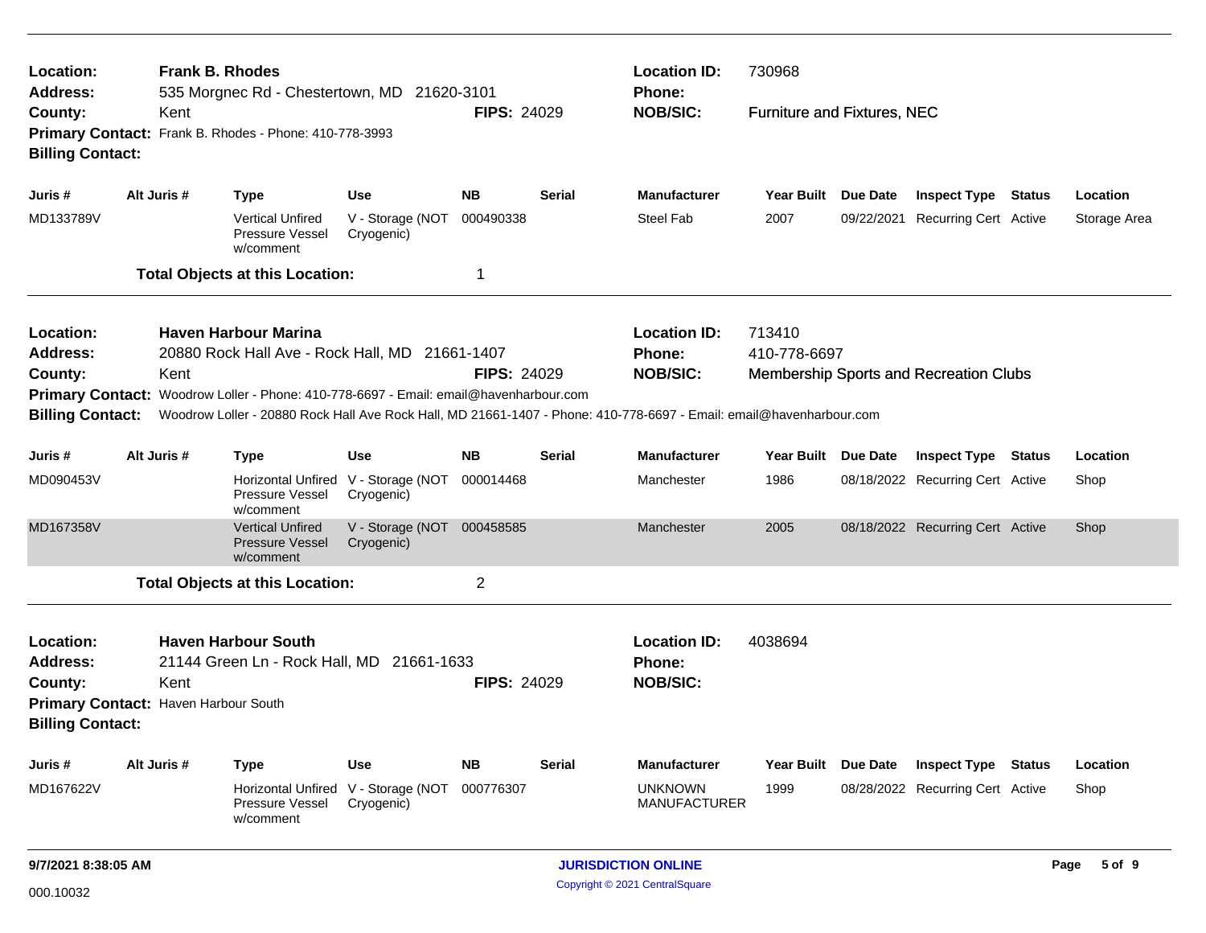**Location:** Frank B. Rhodes
**Address:** 535 Morgnec Rd - Chestertown, MD 21620-3101
**County:** Kent
**FIPS:** 24029
**Location ID:** 730968
**Phone:**
**NOB/SIC:** Furniture and Fixtures, NEC
**Primary Contact:** Frank B. Rhodes - Phone: 410-778-3993
**Billing Contact:**

| Juris # | Alt Juris # | Type | Use | NB | Serial | Manufacturer | Year Built | Due Date | Inspect Type | Status | Location |
|---|---|---|---|---|---|---|---|---|---|---|---|
| MD133789V | | Vertical Unfired Pressure Vessel w/comment | V - Storage (NOT Cryogenic) | 000490338 | | Steel Fab | 2007 | 09/22/2021 | Recurring Cert | Active | Storage Area |

**Total Objects at this Location:** 1

---

**Location:** Haven Harbour Marina
**Address:** 20880 Rock Hall Ave - Rock Hall, MD 21661-1407
**County:** Kent
**FIPS:** 24029
**Location ID:** 713410
**Phone:** 410-778-6697
**NOB/SIC:** Membership Sports and Recreation Clubs
**Primary Contact:** Woodrow Loller - Phone: 410-778-6697 - Email: email@havenharbour.com
**Billing Contact:** Woodrow Loller - 20880 Rock Hall Ave Rock Hall, MD 21661-1407 - Phone: 410-778-6697 - Email: email@havenharbour.com

| Juris # | Alt Juris # | Type | Use | NB | Serial | Manufacturer | Year Built | Due Date | Inspect Type | Status | Location |
|---|---|---|---|---|---|---|---|---|---|---|---|
| MD090453V | | Horizontal Unfired Pressure Vessel w/comment | V - Storage (NOT Cryogenic) | 000014468 | | Manchester | 1986 | 08/18/2022 | Recurring Cert | Active | Shop |
| MD167358V | | Vertical Unfired Pressure Vessel w/comment | V - Storage (NOT Cryogenic) | 000458585 | | Manchester | 2005 | 08/18/2022 | Recurring Cert | Active | Shop |

**Total Objects at this Location:** 2

---

**Location:** Haven Harbour South
**Address:** 21144 Green Ln - Rock Hall, MD 21661-1633
**County:** Kent
**FIPS:** 24029
**Location ID:** 4038694
**Phone:**
**NOB/SIC:**
**Primary Contact:** Haven Harbour South
**Billing Contact:**

| Juris # | Alt Juris # | Type | Use | NB | Serial | Manufacturer | Year Built | Due Date | Inspect Type | Status | Location |
|---|---|---|---|---|---|---|---|---|---|---|---|
| MD167622V | | Horizontal Unfired Pressure Vessel w/comment | V - Storage (NOT Cryogenic) | 000776307 | | UNKNOWN MANUFACTURER | 1999 | 08/28/2022 | Recurring Cert | Active | Shop |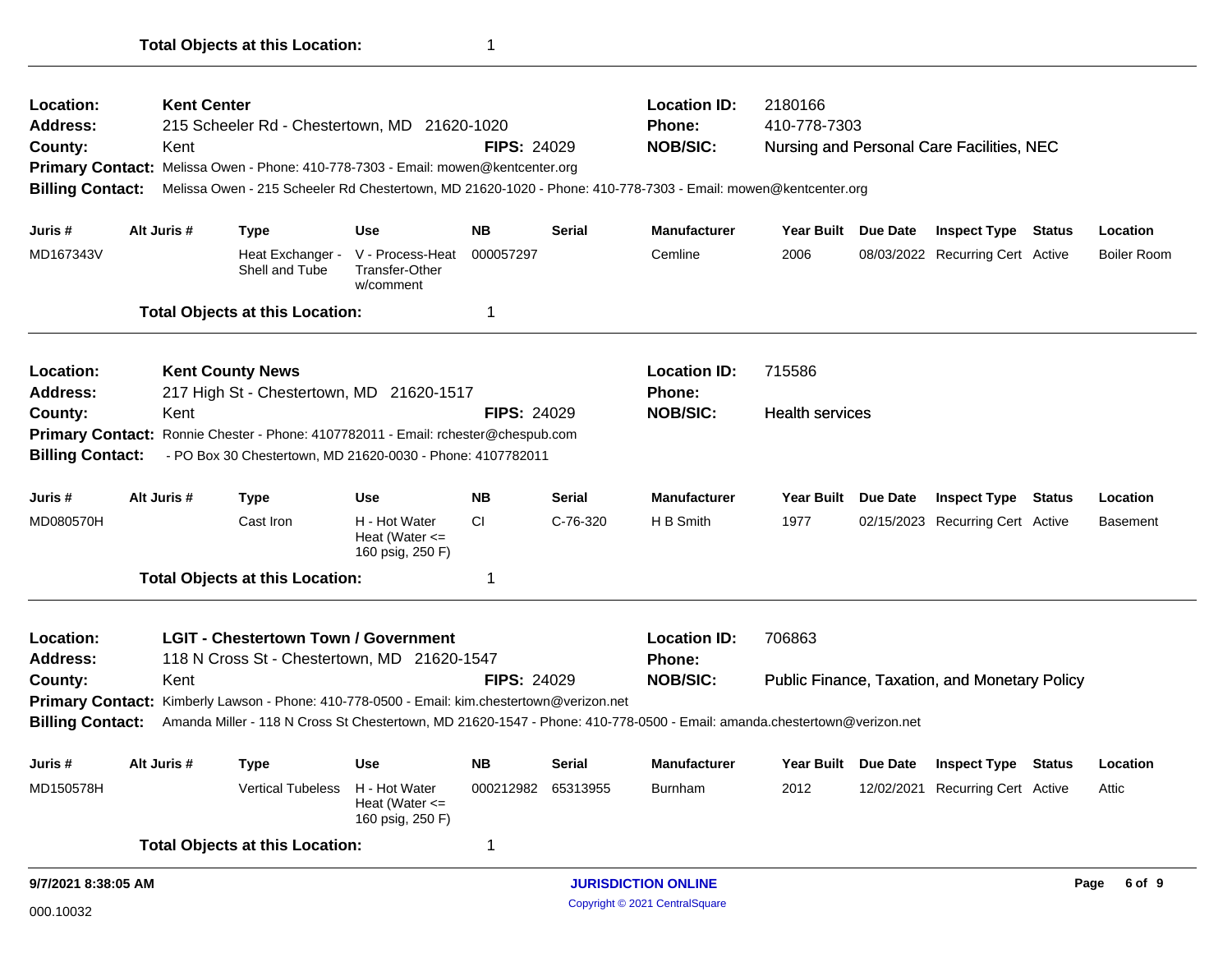**Total Objects at this Location:** 1

---

**Location:** Kent Center
**Location ID:** 2180166
**Address:** 215 Scheeler Rd - Chestertown, MD 21620-1020
**Phone:** 410-778-7303
**County:** Kent
**FIPS:** 24029
**NOB/SIC:** Nursing and Personal Care Facilities, NEC
**Primary Contact:** Melissa Owen - Phone: 410-778-7303 - Email: mowen@kentcenter.org
**Billing Contact:** Melissa Owen - 215 Scheeler Rd Chestertown, MD 21620-1020 - Phone: 410-778-7303 - Email: mowen@kentcenter.org

| Juris # | Alt Juris # | Type | Use | NB | Serial | Manufacturer | Year Built | Due Date | Inspect Type | Status | Location |
|---|---|---|---|---|---|---|---|---|---|---|---|
| MD167343V | | Heat Exchanger - Shell and Tube | V - Process-Heat Transfer-Other w/comment | 000057297 | | Cemline | 2006 | 08/03/2022 | Recurring Cert | Active | Boiler Room |

**Total Objects at this Location:** 1

---

**Location:** Kent County News
**Location ID:** 715586
**Address:** 217 High St - Chestertown, MD 21620-1517
**Phone:**
**County:** Kent
**FIPS:** 24029
**NOB/SIC:** Health services
**Primary Contact:** Ronnie Chester - Phone: 4107782011 - Email: rchester@chespub.com
**Billing Contact:** - PO Box 30 Chestertown, MD 21620-0030 - Phone: 4107782011

| Juris # | Alt Juris # | Type | Use | NB | Serial | Manufacturer | Year Built | Due Date | Inspect Type | Status | Location |
|---|---|---|---|---|---|---|---|---|---|---|---|
| MD080570H | | Cast Iron | H - Hot Water Heat (Water <= 160 psig, 250 F) | CI | C-76-320 | H B Smith | 1977 | 02/15/2023 | Recurring Cert | Active | Basement |

**Total Objects at this Location:** 1

---

**Location:** LGIT - Chestertown Town / Government
**Location ID:** 706863
**Address:** 118 N Cross St - Chestertown, MD 21620-1547
**Phone:**
**County:** Kent
**FIPS:** 24029
**NOB/SIC:** Public Finance, Taxation, and Monetary Policy
**Primary Contact:** Kimberly Lawson - Phone: 410-778-0500 - Email: kim.chestertown@verizon.net
**Billing Contact:** Amanda Miller - 118 N Cross St Chestertown, MD 21620-1547 - Phone: 410-778-0500 - Email: amanda.chestertown@verizon.net

| Juris # | Alt Juris # | Type | Use | NB | Serial | Manufacturer | Year Built | Due Date | Inspect Type | Status | Location |
|---|---|---|---|---|---|---|---|---|---|---|---|
| MD150578H | | Vertical Tubeless | H - Hot Water Heat (Water <= 160 psig, 250 F) | 000212982 | 65313955 | Burnham | 2012 | 12/02/2021 | Recurring Cert | Active | Attic |

**Total Objects at this Location:** 1

---

9/7/2021 8:38:05 AM — JURISDICTION ONLINE — Copyright © 2021 CentralSquare

000.10032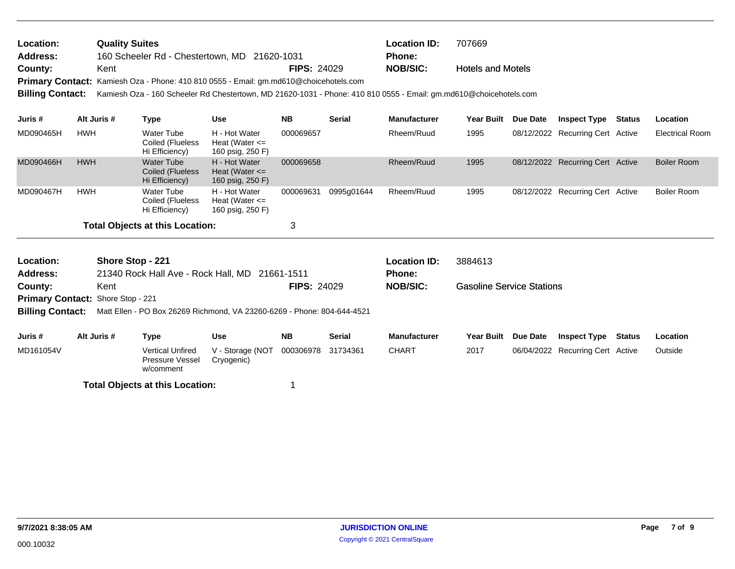**Location:** Quality Suites
**Address:** 160 Scheeler Rd - Chestertown, MD 21620-1031
**County:** Kent
**FIPS:** 24029
**Location ID:** 707669
**Phone:**
**NOB/SIC:** Hotels and Motels
**Primary Contact:** Kamiesh Oza - Phone: 410 810 0555 - Email: gm.md610@choicehotels.com
**Billing Contact:** Kamiesh Oza - 160 Scheeler Rd Chestertown, MD 21620-1031 - Phone: 410 810 0555 - Email: gm.md610@choicehotels.com

| Juris # | Alt Juris # | Type | Use | NB | Serial | Manufacturer | Year Built | Due Date | Inspect Type | Status | Location |
|---|---|---|---|---|---|---|---|---|---|---|---|
| MD090465H | HWH | Water Tube Coiled (Flueless Hi Efficiency) | H - Hot Water Heat (Water <= 160 psig, 250 F) | 000069657 | | Rheem/Ruud | 1995 | 08/12/2022 | Recurring Cert | Active | Electrical Room |
| MD090466H | HWH | Water Tube Coiled (Flueless Hi Efficiency) | H - Hot Water Heat (Water <= 160 psig, 250 F) | 000069658 | | Rheem/Ruud | 1995 | 08/12/2022 | Recurring Cert | Active | Boiler Room |
| MD090467H | HWH | Water Tube Coiled (Flueless Hi Efficiency) | H - Hot Water Heat (Water <= 160 psig, 250 F) | 000069631 | 0995g01644 | Rheem/Ruud | 1995 | 08/12/2022 | Recurring Cert | Active | Boiler Room |

**Total Objects at this Location:** 3

---

**Location:** Shore Stop - 221
**Address:** 21340 Rock Hall Ave - Rock Hall, MD 21661-1511
**County:** Kent
**FIPS:** 24029
**Location ID:** 3884613
**Phone:**
**NOB/SIC:** Gasoline Service Stations
**Primary Contact:** Shore Stop - 221
**Billing Contact:** Matt Ellen - PO Box 26269 Richmond, VA 23260-6269 - Phone: 804-644-4521

| Juris # | Alt Juris # | Type | Use | NB | Serial | Manufacturer | Year Built | Due Date | Inspect Type | Status | Location |
|---|---|---|---|---|---|---|---|---|---|---|---|
| MD161054V | | Vertical Unfired Pressure Vessel w/comment | V - Storage (NOT Cryogenic) | 000306978 | 31734361 | CHART | 2017 | 06/04/2022 | Recurring Cert | Active | Outside |

**Total Objects at this Location:** 1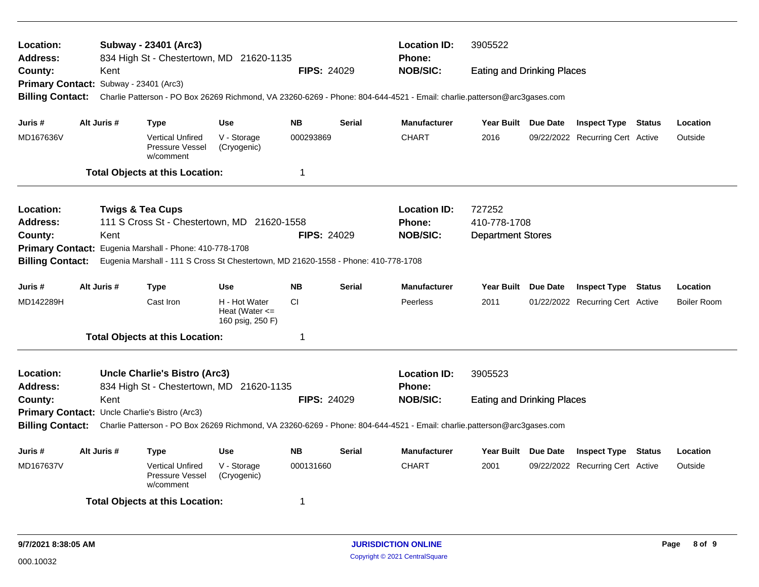**Location:** **Subway - 23401 (Arc3)**
**Address:** 834 High St - Chestertown, MD 21620-1135
**County:** Kent
**FIPS:** 24029
**Location ID:** 3905522
**Phone:**
**NOB/SIC:** Eating and Drinking Places
**Primary Contact:** Subway - 23401 (Arc3)
**Billing Contact:** Charlie Patterson - PO Box 26269 Richmond, VA 23260-6269 - Phone: 804-644-4521 - Email: charlie.patterson@arc3gases.com

| Juris # | Alt Juris # | Type | Use | NB | Serial | Manufacturer | Year Built | Due Date | Inspect Type | Status | Location |
|---|---|---|---|---|---|---|---|---|---|---|---|
| MD167636V | | Vertical Unfired Pressure Vessel w/comment | V - Storage (Cryogenic) | 000293869 | | CHART | 2016 | 09/22/2022 | Recurring Cert | Active | Outside |

**Total Objects at this Location:** 1

---

**Location:** **Twigs & Tea Cups**
**Address:** 111 S Cross St - Chestertown, MD 21620-1558
**County:** Kent
**FIPS:** 24029
**Location ID:** 727252
**Phone:** 410-778-1708
**NOB/SIC:** Department Stores
**Primary Contact:** Eugenia Marshall - Phone: 410-778-1708
**Billing Contact:** Eugenia Marshall - 111 S Cross St Chestertown, MD 21620-1558 - Phone: 410-778-1708

| Juris # | Alt Juris # | Type | Use | NB | Serial | Manufacturer | Year Built | Due Date | Inspect Type | Status | Location |
|---|---|---|---|---|---|---|---|---|---|---|---|
| MD142289H | | Cast Iron | H - Hot Water Heat (Water <= 160 psig, 250 F) | CI | | Peerless | 2011 | 01/22/2022 | Recurring Cert | Active | Boiler Room |

**Total Objects at this Location:** 1

---

**Location:** **Uncle Charlie's Bistro (Arc3)**
**Address:** 834 High St - Chestertown, MD 21620-1135
**County:** Kent
**FIPS:** 24029
**Location ID:** 3905523
**Phone:**
**NOB/SIC:** Eating and Drinking Places
**Primary Contact:** Uncle Charlie's Bistro (Arc3)
**Billing Contact:** Charlie Patterson - PO Box 26269 Richmond, VA 23260-6269 - Phone: 804-644-4521 - Email: charlie.patterson@arc3gases.com

| Juris # | Alt Juris # | Type | Use | NB | Serial | Manufacturer | Year Built | Due Date | Inspect Type | Status | Location |
|---|---|---|---|---|---|---|---|---|---|---|---|
| MD167637V | | Vertical Unfired Pressure Vessel w/comment | V - Storage (Cryogenic) | 000131660 | | CHART | 2001 | 09/22/2022 | Recurring Cert | Active | Outside |

**Total Objects at this Location:** 1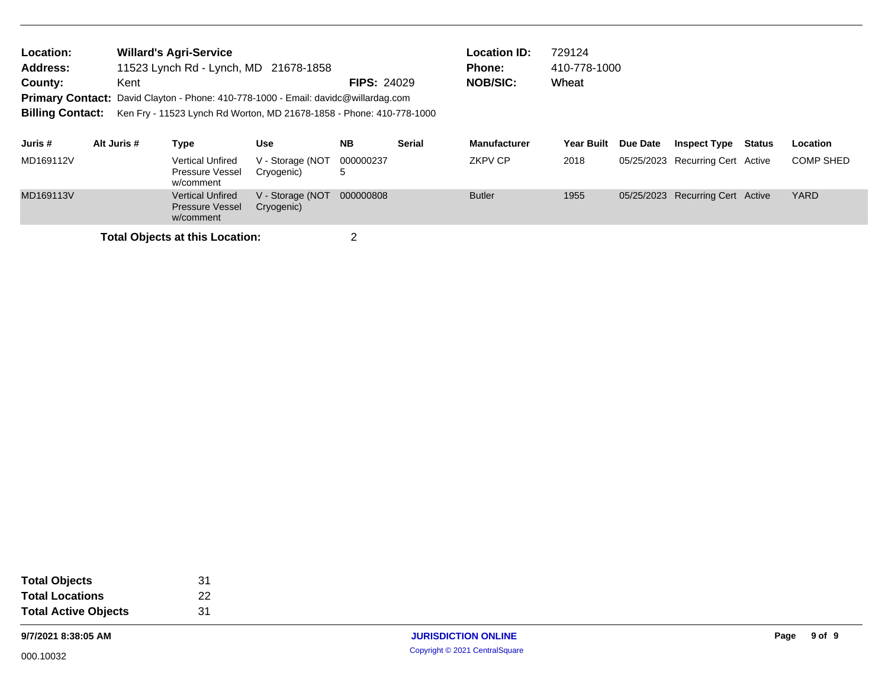**Location:** **Willard's Agri-Service**
**Address:** 11523 Lynch Rd - Lynch, MD 21678-1858
**County:** Kent **FIPS:** 24029
**Primary Contact:** David Clayton - Phone: 410-778-1000 - Email: davidc@willardag.com
**Billing Contact:** Ken Fry - 11523 Lynch Rd Worton, MD 21678-1858 - Phone: 410-778-1000

**Location ID:** 729124
**Phone:** 410-778-1000
**NOB/SIC:** Wheat

| Juris # | Alt Juris # | Type | Use | NB | Serial | Manufacturer | Year Built | Due Date | Inspect Type | Status | Location |
|---|---|---|---|---|---|---|---|---|---|---|---|
| MD169112V | | Vertical Unfired Pressure Vessel w/comment | V - Storage (NOT Cryogenic) | 0000002375 | | ZKPV CP | 2018 | 05/25/2023 | Recurring Cert | Active | COMP SHED |
| MD169113V | | Vertical Unfired Pressure Vessel w/comment | V - Storage (NOT Cryogenic) | 000000808 | | Butler | 1955 | 05/25/2023 | Recurring Cert | Active | YARD |

**Total Objects at this Location:** 2

| | |
|---|---|
| **Total Objects** | 31 |
| **Total Locations** | 22 |
| **Total Active Objects** | 31 |

9/7/2021 8:38:05 AM

000.10032

JURISDICTION ONLINE

Copyright © 2021 CentralSquare